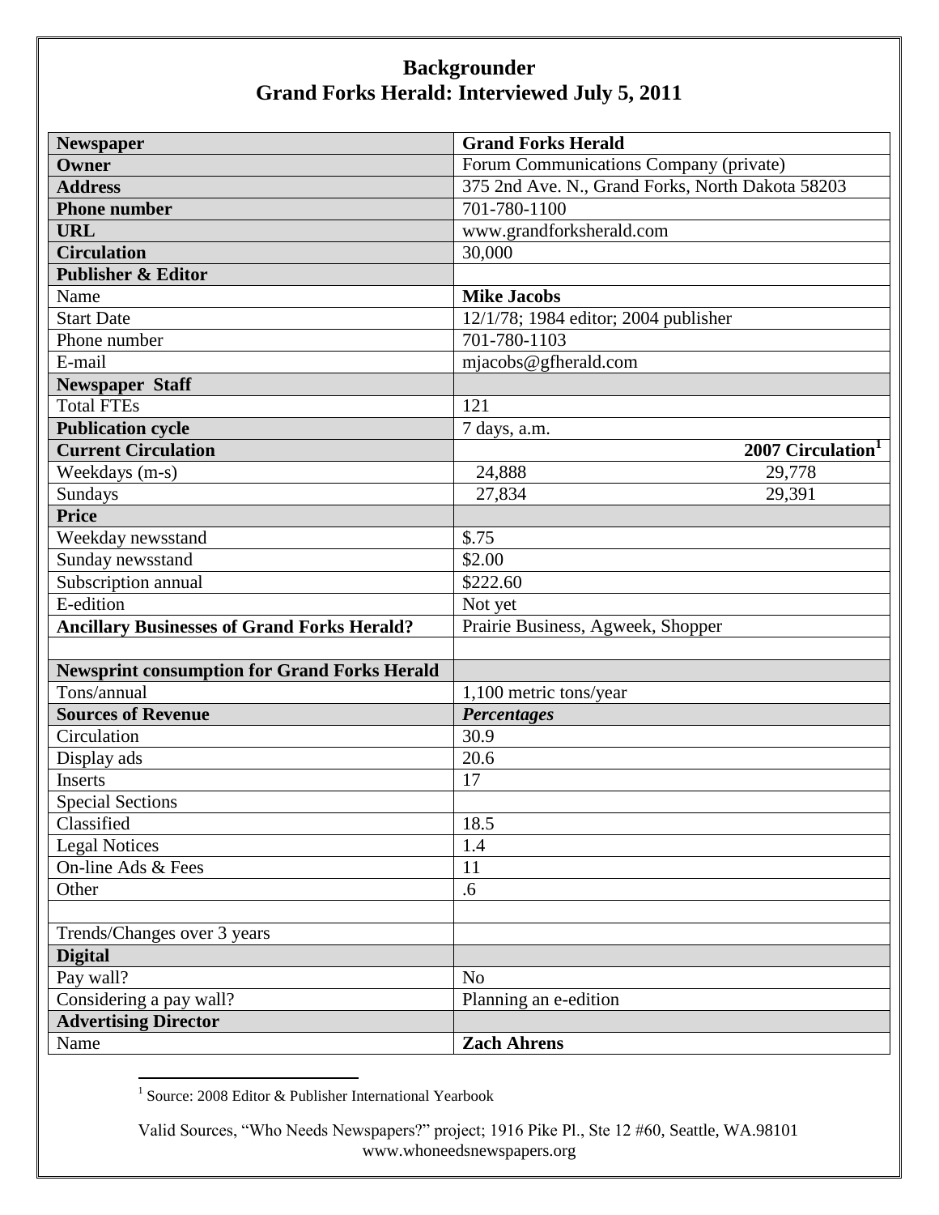# Backgrounder
## Grand Forks Herald: Interviewed July 5, 2011

| | | |
|---|---|---|
| **Newspaper** | **Grand Forks Herald** | |
| **Owner** | Forum Communications Company (private) | |
| **Address** | 375 2nd Ave. N., Grand Forks, North Dakota 58203 | |
| **Phone number** | 701-780-1100 | |
| **URL** | www.grandforksherald.com | |
| **Circulation** | 30,000 | |
| **Publisher & Editor** | | |
| Name | **Mike Jacobs** | |
| Start Date | 12/1/78; 1984 editor; 2004 publisher | |
| Phone number | 701-780-1103 | |
| E-mail | mjacobs@gfherald.com | |
| **Newspaper Staff** | | |
| Total FTEs | 121 | |
| **Publication cycle** | 7 days, a.m. | |
| **Current Circulation** | | **2007 Circulation[1]** |
| Weekdays (m-s) | 24,888 | 29,778 |
| Sundays | 27,834 | 29,391 |
| **Price** | | |
| Weekday newsstand | $.75 | |
| Sunday newsstand | $2.00 | |
| Subscription annual | $222.60 | |
| E-edition | Not yet | |
| **Ancillary Businesses of Grand Forks Herald?** | Prairie Business, Agweek, Shopper | |
| | | |
| **Newsprint consumption for Grand Forks Herald** | | |
| Tons/annual | 1,100 metric tons/year | |
| **Sources of Revenue** | ***Percentages*** | |
| Circulation | 30.9 | |
| Display ads | 20.6 | |
| Inserts | 17 | |
| Special Sections | | |
| Classified | 18.5 | |
| Legal Notices | 1.4 | |
| On-line Ads & Fees | 11 | |
| Other | .6 | |
| | | |
| Trends/Changes over 3 years | | |
| **Digital** | | |
| Pay wall? | No | |
| Considering a pay wall? | Planning an e-edition | |
| **Advertising Director** | | |
| Name | **Zach Ahrens** | |

[1] Source: 2008 Editor & Publisher International Yearbook

Valid Sources, "Who Needs Newspapers?" project; 1916 Pike Pl., Ste 12 #60, Seattle, WA.98101
www.whoneedsnewspapers.org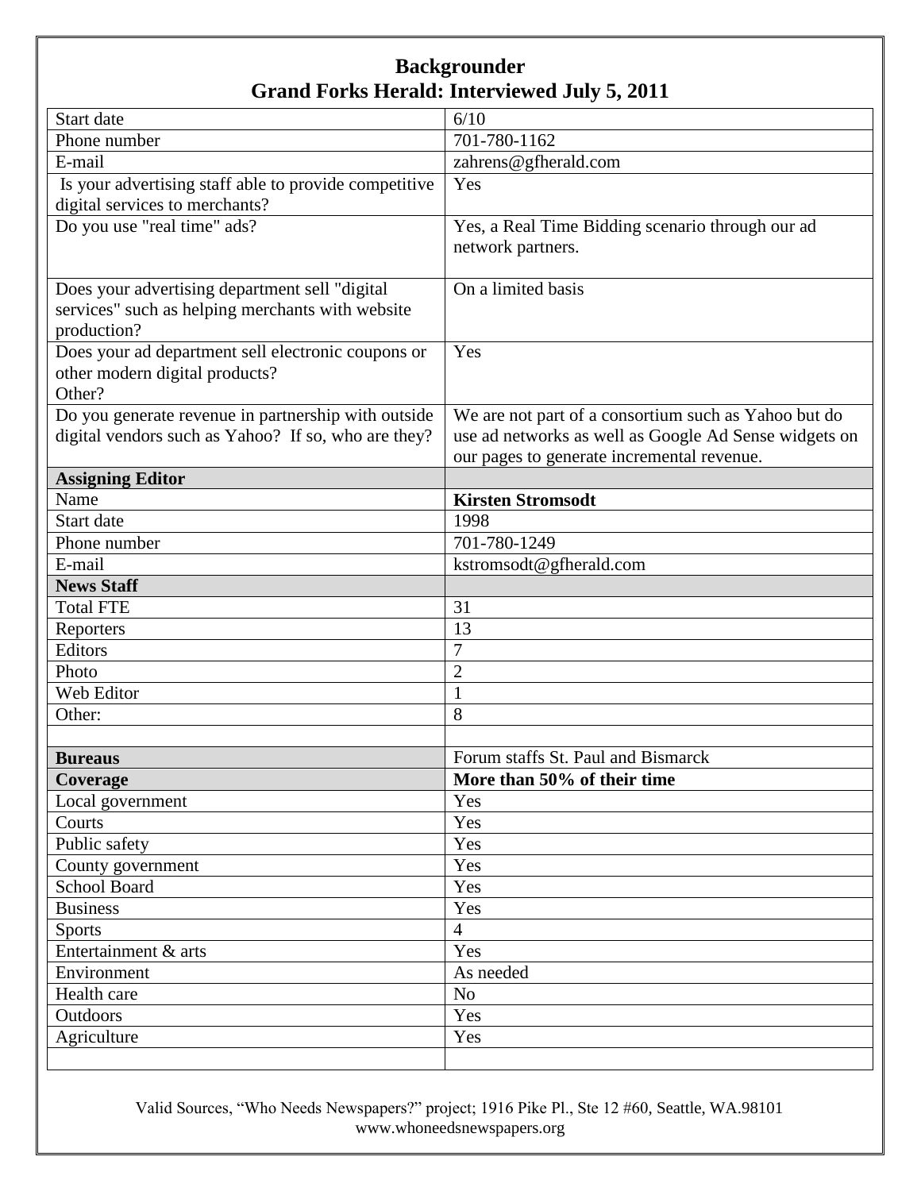# Backgrounder
## Grand Forks Herald: Interviewed July 5, 2011

| | |
|---|---|
| Start date | 6/10 |
| Phone number | 701-780-1162 |
| E-mail | zahrens@gfherald.com |
| Is your advertising staff able to provide competitive digital services to merchants? | Yes |
| Do you use "real time" ads? | Yes, a Real Time Bidding scenario through our ad network partners. |
| Does your advertising department sell "digital services" such as helping merchants with website production? | On a limited basis |
| Does your ad department sell electronic coupons or other modern digital products? Other? | Yes |
| Do you generate revenue in partnership with outside digital vendors such as Yahoo? If so, who are they? | We are not part of a consortium such as Yahoo but do use ad networks as well as Google Ad Sense widgets on our pages to generate incremental revenue. |
| **Assigning Editor** | |
| Name | **Kirsten Stromsodt** |
| Start date | 1998 |
| Phone number | 701-780-1249 |
| E-mail | kstromsodt@gfherald.com |
| **News Staff** | |
| Total FTE | 31 |
| Reporters | 13 |
| Editors | 7 |
| Photo | 2 |
| Web Editor | 1 |
| Other: | 8 |
| | |
| **Bureaus** | Forum staffs St. Paul and Bismarck |
| **Coverage** | **More than 50% of their time** |
| Local government | Yes |
| Courts | Yes |
| Public safety | Yes |
| County government | Yes |
| School Board | Yes |
| Business | Yes |
| Sports | 4 |
| Entertainment & arts | Yes |
| Environment | As needed |
| Health care | No |
| Outdoors | Yes |
| Agriculture | Yes |
| | |

Valid Sources, "Who Needs Newspapers?" project; 1916 Pike Pl., Ste 12 #60, Seattle, WA.98101
www.whoneedsnewspapers.org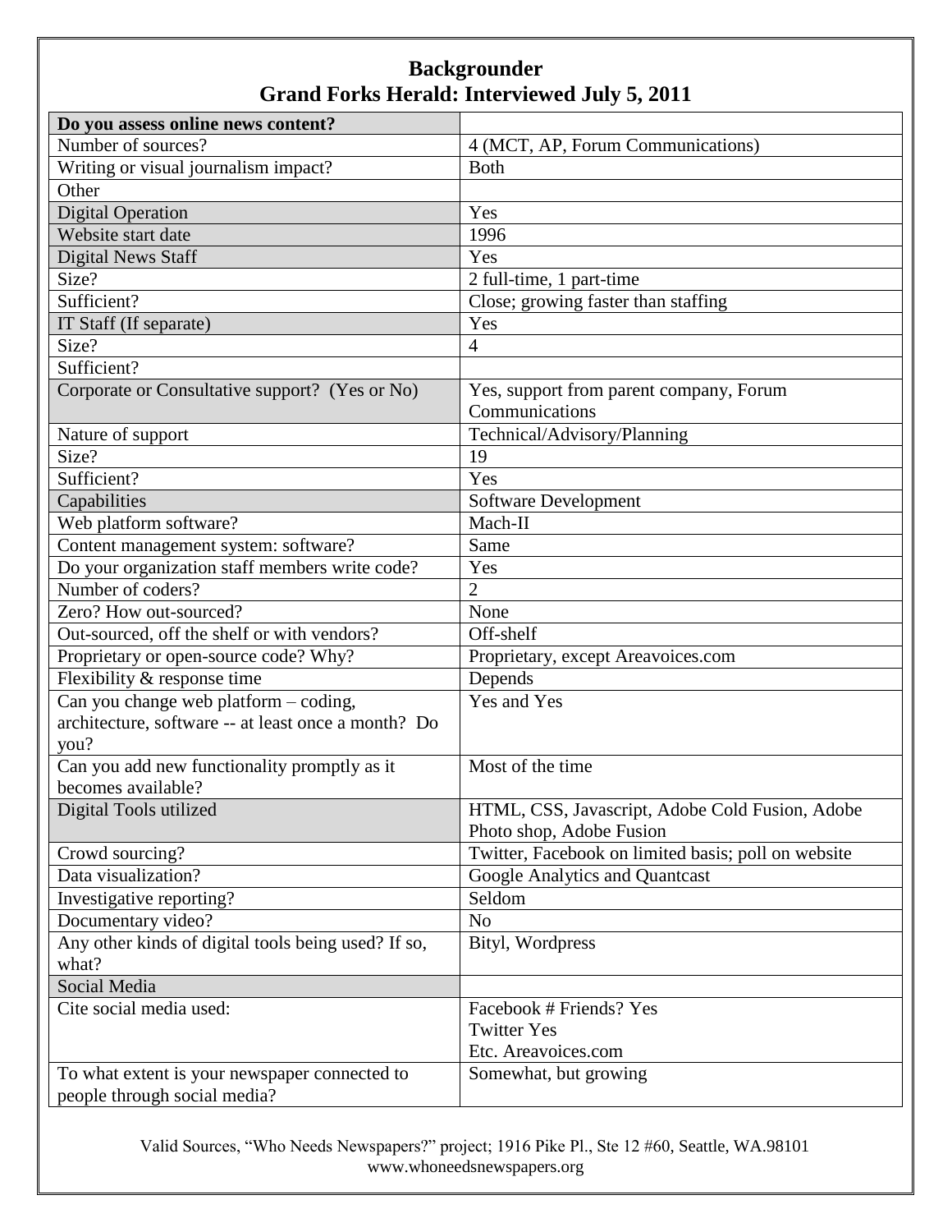# Backgrounder
## Grand Forks Herald: Interviewed July 5, 2011

| | |
|---|---|
| **Do you assess online news content?** | |
| Number of sources? | 4 (MCT, AP, Forum Communications) |
| Writing or visual journalism impact? | Both |
| Other | |
| Digital Operation | Yes |
| Website start date | 1996 |
| Digital News Staff | Yes |
| Size? | 2 full-time, 1 part-time |
| Sufficient? | Close; growing faster than staffing |
| IT Staff (If separate) | Yes |
| Size? | 4 |
| Sufficient? | |
| Corporate or Consultative support? (Yes or No) | Yes, support from parent company, Forum Communications |
| Nature of support | Technical/Advisory/Planning |
| Size? | 19 |
| Sufficient? | Yes |
| Capabilities | Software Development |
| Web platform software? | Mach-II |
| Content management system: software? | Same |
| Do your organization staff members write code? | Yes |
| Number of coders? | 2 |
| Zero? How out-sourced? | None |
| Out-sourced, off the shelf or with vendors? | Off-shelf |
| Proprietary or open-source code? Why? | Proprietary, except Areavoices.com |
| Flexibility & response time | Depends |
| Can you change web platform – coding, architecture, software -- at least once a month? Do you? | Yes and Yes |
| Can you add new functionality promptly as it becomes available? | Most of the time |
| Digital Tools utilized | HTML, CSS, Javascript, Adobe Cold Fusion, Adobe Photo shop, Adobe Fusion |
| Crowd sourcing? | Twitter, Facebook on limited basis; poll on website |
| Data visualization? | Google Analytics and Quantcast |
| Investigative reporting? | Seldom |
| Documentary video? | No |
| Any other kinds of digital tools being used? If so, what? | Bityl, Wordpress |
| Social Media | |
| Cite social media used: | Facebook # Friends? Yes<br>Twitter Yes<br>Etc. Areavoices.com |
| To what extent is your newspaper connected to people through social media? | Somewhat, but growing |

Valid Sources, "Who Needs Newspapers?" project; 1916 Pike Pl., Ste 12 #60, Seattle, WA.98101
www.whoneedsnewspapers.org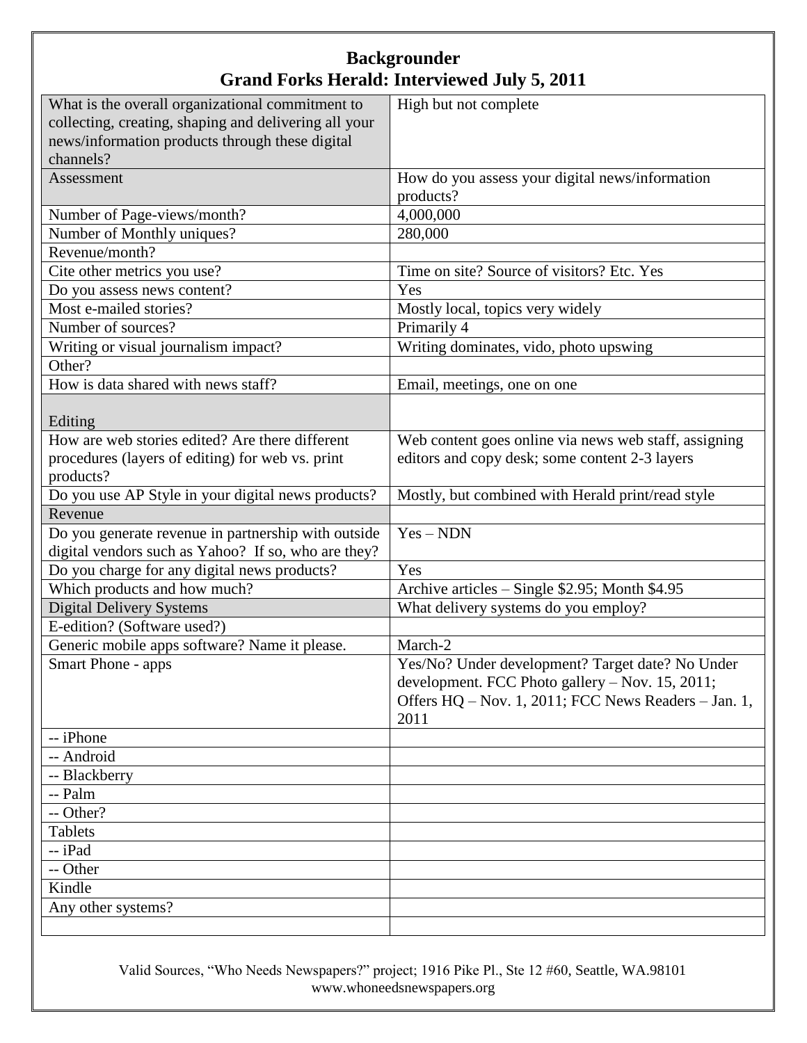## Backgrounder
## Grand Forks Herald: Interviewed July 5, 2011

| | |
|---|---|
| What is the overall organizational commitment to collecting, creating, shaping and delivering all your news/information products through these digital channels? | High but not complete |
| Assessment | How do you assess your digital news/information products? |
| Number of Page-views/month? | 4,000,000 |
| Number of Monthly uniques? | 280,000 |
| Revenue/month? | |
| Cite other metrics you use? | Time on site? Source of visitors? Etc. Yes |
| Do you assess news content? | Yes |
| Most e-mailed stories? | Mostly local, topics very widely |
| Number of sources? | Primarily 4 |
| Writing or visual journalism impact? | Writing dominates, vido, photo upswing |
| Other? | |
| How is data shared with news staff? | Email, meetings, one on one |
| Editing | |
| How are web stories edited? Are there different procedures (layers of editing) for web vs. print products? | Web content goes online via news web staff, assigning editors and copy desk; some content 2-3 layers |
| Do you use AP Style in your digital news products? | Mostly, but combined with Herald print/read style |
| Revenue | |
| Do you generate revenue in partnership with outside digital vendors such as Yahoo? If so, who are they? | Yes – NDN |
| Do you charge for any digital news products? | Yes |
| Which products and how much? | Archive articles – Single $2.95; Month $4.95 |
| Digital Delivery Systems | What delivery systems do you employ? |
| E-edition? (Software used?) | |
| Generic mobile apps software? Name it please. | March-2 |
| Smart Phone - apps | Yes/No? Under development? Target date? No Under development. FCC Photo gallery – Nov. 15, 2011; Offers HQ – Nov. 1, 2011; FCC News Readers – Jan. 1, 2011 |
| -- iPhone | |
| -- Android | |
| -- Blackberry | |
| -- Palm | |
| -- Other? | |
| Tablets | |
| -- iPad | |
| -- Other | |
| Kindle | |
| Any other systems? | |
| | |

Valid Sources, "Who Needs Newspapers?" project; 1916 Pike Pl., Ste 12 #60, Seattle, WA.98101
www.whoneedsnewspapers.org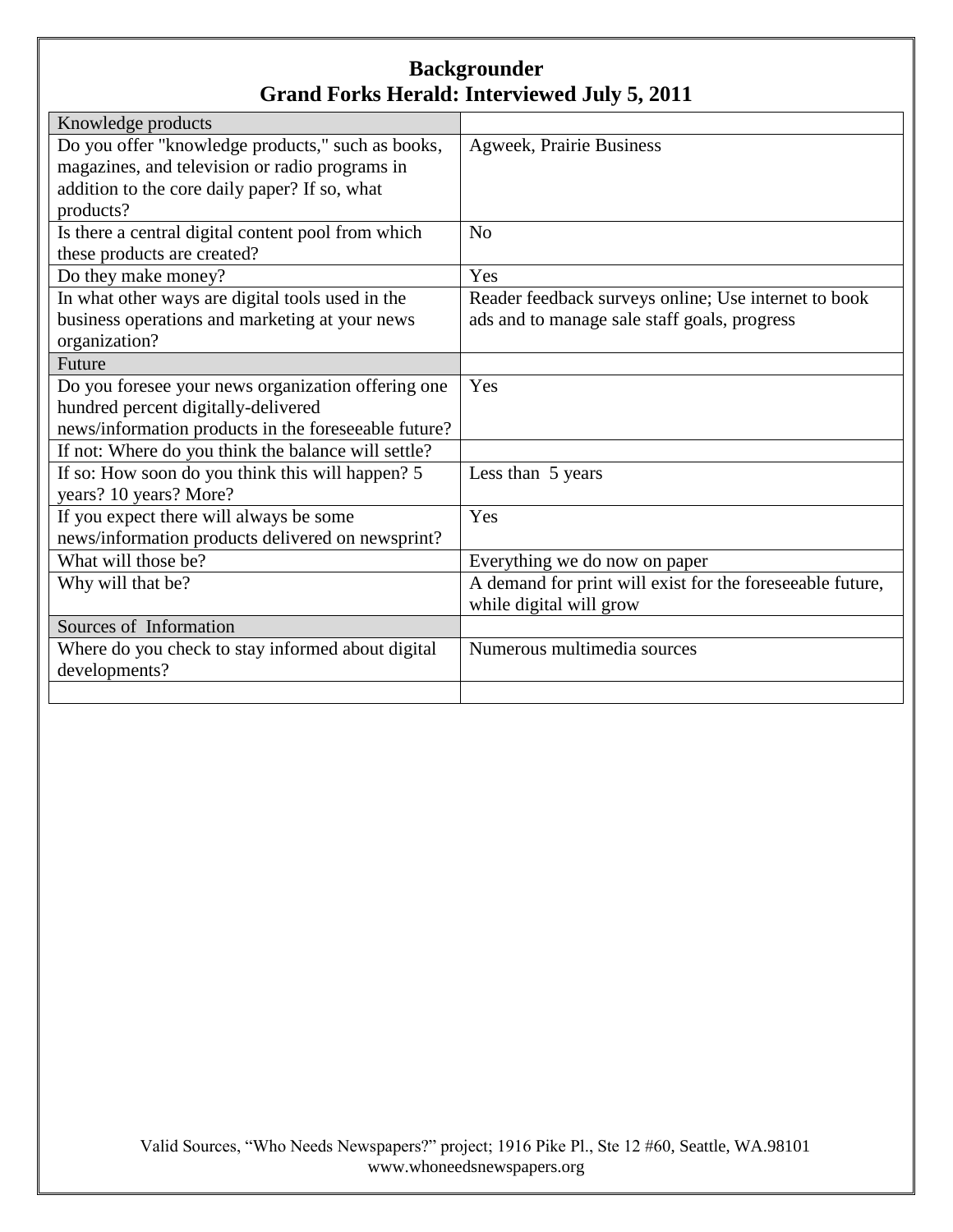# Backgrounder
# Grand Forks Herald: Interviewed July 5, 2011

| | |
|---|---|
| Knowledge products | |
| Do you offer "knowledge products," such as books, magazines, and television or radio programs in addition to the core daily paper? If so, what products? | Agweek, Prairie Business |
| Is there a central digital content pool from which these products are created? | No |
| Do they make money? | Yes |
| In what other ways are digital tools used in the business operations and marketing at your news organization? | Reader feedback surveys online; Use internet to book ads and to manage sale staff goals, progress |
| Future | |
| Do you foresee your news organization offering one hundred percent digitally-delivered news/information products in the foreseeable future? | Yes |
| If not: Where do you think the balance will settle? | |
| If so: How soon do you think this will happen? 5 years? 10 years? More? | Less than 5 years |
| If you expect there will always be some news/information products delivered on newsprint? | Yes |
| What will those be? | Everything we do now on paper |
| Why will that be? | A demand for print will exist for the foreseeable future, while digital will grow |
| Sources of Information | |
| Where do you check to stay informed about digital developments? | Numerous multimedia sources |
| | |

Valid Sources, "Who Needs Newspapers?" project; 1916 Pike Pl., Ste 12 #60, Seattle, WA.98101
www.whoneedsnewspapers.org